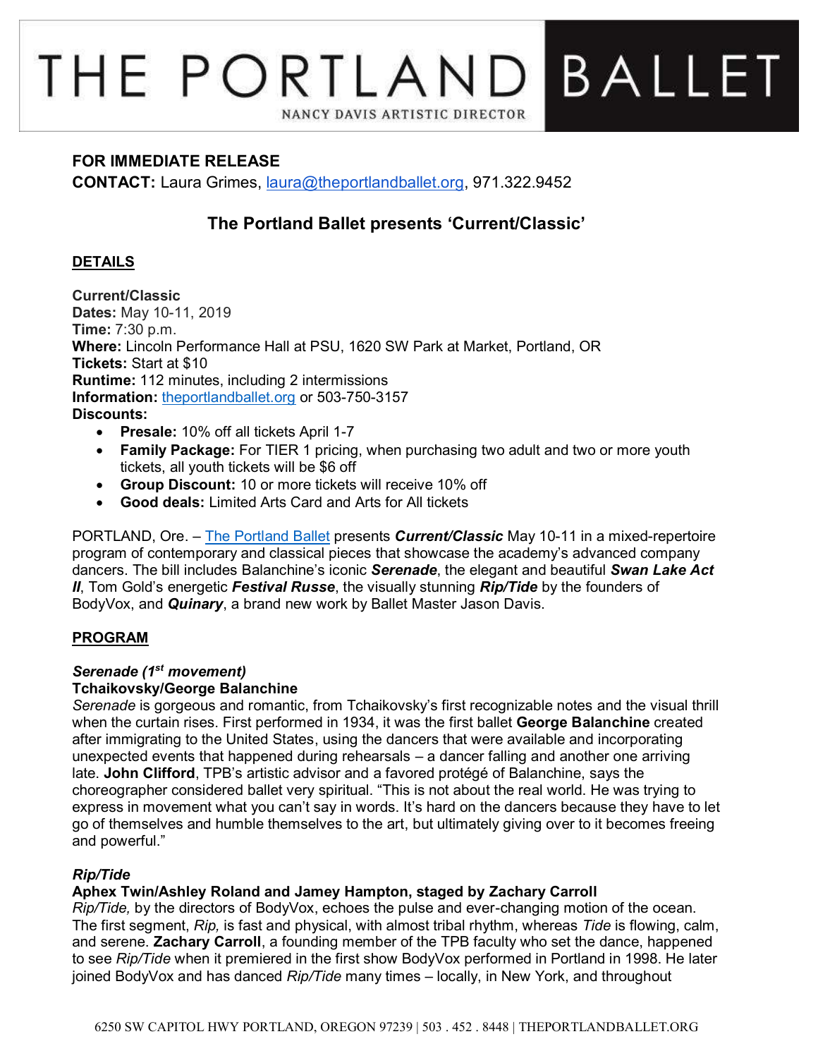# THE PORTLAND BALLET

NANCY DAVIS ARTISTIC DIRECTOR

**FOR IMMEDIATE RELEASE**
**CONTACT:** Laura Grimes, laura@theportlandballet.org, 971.322.9452

## The Portland Ballet presents 'Current/Classic'

### DETAILS

**Current/Classic**
**Dates:** May 10-11, 2019
**Time:** 7:30 p.m.
**Where:** Lincoln Performance Hall at PSU, 1620 SW Park at Market, Portland, OR
**Tickets:** Start at $10
**Runtime:** 112 minutes, including 2 intermissions
**Information:** theportlandballet.org or 503-750-3157
**Discounts:**

- **Presale:** 10% off all tickets April 1-7
- **Family Package:** For TIER 1 pricing, when purchasing two adult and two or more youth tickets, all youth tickets will be $6 off
- **Group Discount:** 10 or more tickets will receive 10% off
- **Good deals:** Limited Arts Card and Arts for All tickets

PORTLAND, Ore. – The Portland Ballet presents ***Current/Classic*** May 10-11 in a mixed-repertoire program of contemporary and classical pieces that showcase the academy's advanced company dancers. The bill includes Balanchine's iconic ***Serenade***, the elegant and beautiful ***Swan Lake Act II***, Tom Gold's energetic ***Festival Russe***, the visually stunning ***Rip/Tide*** by the founders of BodyVox, and ***Quinary***, a brand new work by Ballet Master Jason Davis.

### PROGRAM

***Serenade (1st movement)***
**Tchaikovsky/George Balanchine**
*Serenade* is gorgeous and romantic, from Tchaikovsky's first recognizable notes and the visual thrill when the curtain rises. First performed in 1934, it was the first ballet **George Balanchine** created after immigrating to the United States, using the dancers that were available and incorporating unexpected events that happened during rehearsals – a dancer falling and another one arriving late. **John Clifford**, TPB's artistic advisor and a favored protégé of Balanchine, says the choreographer considered ballet very spiritual. "This is not about the real world. He was trying to express in movement what you can't say in words. It's hard on the dancers because they have to let go of themselves and humble themselves to the art, but ultimately giving over to it becomes freeing and powerful."

***Rip/Tide***
**Aphex Twin/Ashley Roland and Jamey Hampton, staged by Zachary Carroll**
*Rip/Tide,* by the directors of BodyVox, echoes the pulse and ever-changing motion of the ocean. The first segment, *Rip,* is fast and physical, with almost tribal rhythm, whereas *Tide* is flowing, calm, and serene. **Zachary Carroll**, a founding member of the TPB faculty who set the dance, happened to see *Rip/Tide* when it premiered in the first show BodyVox performed in Portland in 1998. He later joined BodyVox and has danced *Rip/Tide* many times – locally, in New York, and throughout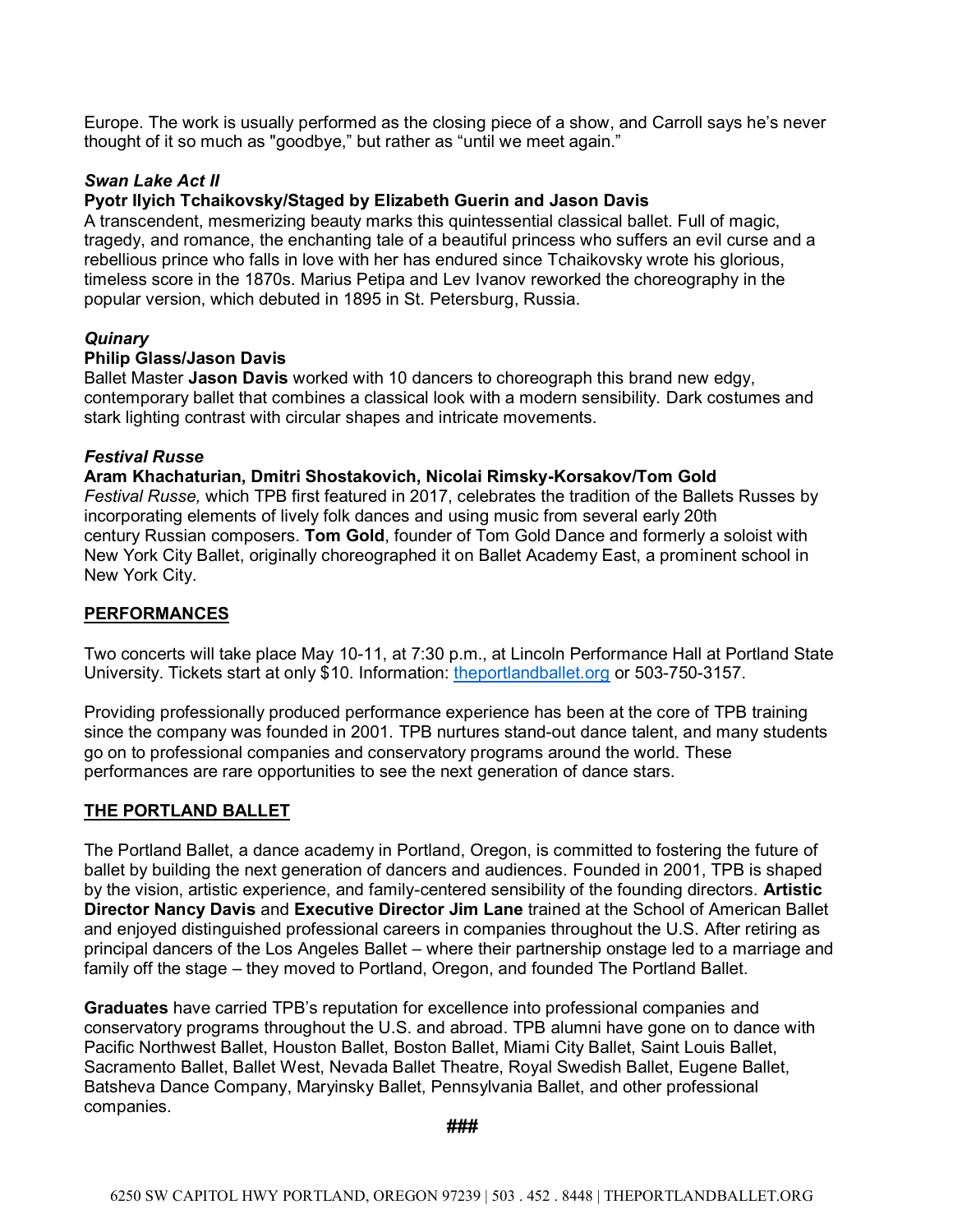Europe. The work is usually performed as the closing piece of a show, and Carroll says he's never thought of it so much as "goodbye," but rather as "until we meet again."

***Swan Lake Act II***
**Pyotr Ilyich Tchaikovsky/Staged by Elizabeth Guerin and Jason Davis**
A transcendent, mesmerizing beauty marks this quintessential classical ballet. Full of magic, tragedy, and romance, the enchanting tale of a beautiful princess who suffers an evil curse and a rebellious prince who falls in love with her has endured since Tchaikovsky wrote his glorious, timeless score in the 1870s. Marius Petipa and Lev Ivanov reworked the choreography in the popular version, which debuted in 1895 in St. Petersburg, Russia.

***Quinary***
**Philip Glass/Jason Davis**
Ballet Master **Jason Davis** worked with 10 dancers to choreograph this brand new edgy, contemporary ballet that combines a classical look with a modern sensibility. Dark costumes and stark lighting contrast with circular shapes and intricate movements.

***Festival Russe***
**Aram Khachaturian, Dmitri Shostakovich, Nicolai Rimsky-Korsakov/Tom Gold**
*Festival Russe,* which TPB first featured in 2017, celebrates the tradition of the Ballets Russes by incorporating elements of lively folk dances and using music from several early 20th century Russian composers. **Tom Gold**, founder of Tom Gold Dance and formerly a soloist with New York City Ballet, originally choreographed it on Ballet Academy East, a prominent school in New York City.

## PERFORMANCES

Two concerts will take place May 10-11, at 7:30 p.m., at Lincoln Performance Hall at Portland State University. Tickets start at only $10. Information: theportlandballet.org or 503-750-3157.

Providing professionally produced performance experience has been at the core of TPB training since the company was founded in 2001. TPB nurtures stand-out dance talent, and many students go on to professional companies and conservatory programs around the world. These performances are rare opportunities to see the next generation of dance stars.

## THE PORTLAND BALLET

The Portland Ballet, a dance academy in Portland, Oregon, is committed to fostering the future of ballet by building the next generation of dancers and audiences. Founded in 2001, TPB is shaped by the vision, artistic experience, and family-centered sensibility of the founding directors. **Artistic Director Nancy Davis** and **Executive Director Jim Lane** trained at the School of American Ballet and enjoyed distinguished professional careers in companies throughout the U.S. After retiring as principal dancers of the Los Angeles Ballet – where their partnership onstage led to a marriage and family off the stage – they moved to Portland, Oregon, and founded The Portland Ballet.

**Graduates** have carried TPB's reputation for excellence into professional companies and conservatory programs throughout the U.S. and abroad. TPB alumni have gone on to dance with Pacific Northwest Ballet, Houston Ballet, Boston Ballet, Miami City Ballet, Saint Louis Ballet, Sacramento Ballet, Ballet West, Nevada Ballet Theatre, Royal Swedish Ballet, Eugene Ballet, Batsheva Dance Company, Maryinsky Ballet, Pennsylvania Ballet, and other professional companies.

**###**

6250 SW CAPITOL HWY PORTLAND, OREGON 97239 | 503 . 452 . 8448 | THEPORTLANDBALLET.ORG